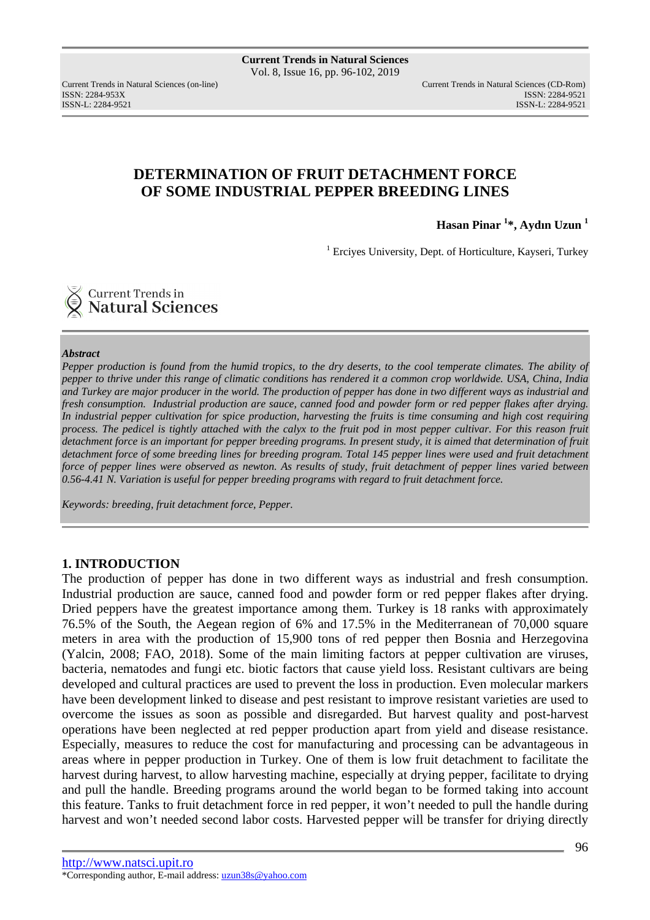# DETERMINATION OF FRUIT DETACHMENT FORCE OF SOME INDUSTRIAL PEPPER BREEDING LINES

**Hasan Pinar [1]*, Aydın Uzun [1]**

[1] Erciyes University, Dept. of Horticulture, Kayseri, Turkey

***Abstract***

*Pepper production is found from the humid tropics, to the dry deserts, to the cool temperate climates. The ability of pepper to thrive under this range of climatic conditions has rendered it a common crop worldwide. USA, China, India and Turkey are major producer in the world. The production of pepper has done in two different ways as industrial and fresh consumption. Industrial production are sauce, canned food and powder form or red pepper flakes after drying. In industrial pepper cultivation for spice production, harvesting the fruits is time consuming and high cost requiring process. The pedicel is tightly attached with the calyx to the fruit pod in most pepper cultivar. For this reason fruit detachment force is an important for pepper breeding programs. In present study, it is aimed that determination of fruit detachment force of some breeding lines for breeding program. Total 145 pepper lines were used and fruit detachment force of pepper lines were observed as newton. As results of study, fruit detachment of pepper lines varied between 0.56-4.41 N. Variation is useful for pepper breeding programs with regard to fruit detachment force.*

*Keywords: breeding, fruit detachment force, Pepper.*

## 1. INTRODUCTION

The production of pepper has done in two different ways as industrial and fresh consumption. Industrial production are sauce, canned food and powder form or red pepper flakes after drying. Dried peppers have the greatest importance among them. Turkey is 18 ranks with approximately 76.5% of the South, the Aegean region of 6% and 17.5% in the Mediterranean of 70,000 square meters in area with the production of 15,900 tons of red pepper then Bosnia and Herzegovina (Yalcin, 2008; FAO, 2018). Some of the main limiting factors at pepper cultivation are viruses, bacteria, nematodes and fungi etc. biotic factors that cause yield loss. Resistant cultivars are being developed and cultural practices are used to prevent the loss in production. Even molecular markers have been development linked to disease and pest resistant to improve resistant varieties are used to overcome the issues as soon as possible and disregarded. But harvest quality and post-harvest operations have been neglected at red pepper production apart from yield and disease resistance. Especially, measures to reduce the cost for manufacturing and processing can be advantageous in areas where in pepper production in Turkey. One of them is low fruit detachment to facilitate the harvest during harvest, to allow harvesting machine, especially at drying pepper, facilitate to drying and pull the handle. Breeding programs around the world began to be formed taking into account this feature. Tanks to fruit detachment force in red pepper, it won't needed to pull the handle during harvest and won't needed second labor costs. Harvested pepper will be transfer for driying directly

*Corresponding author, E-mail address: uzun38s@yahoo.com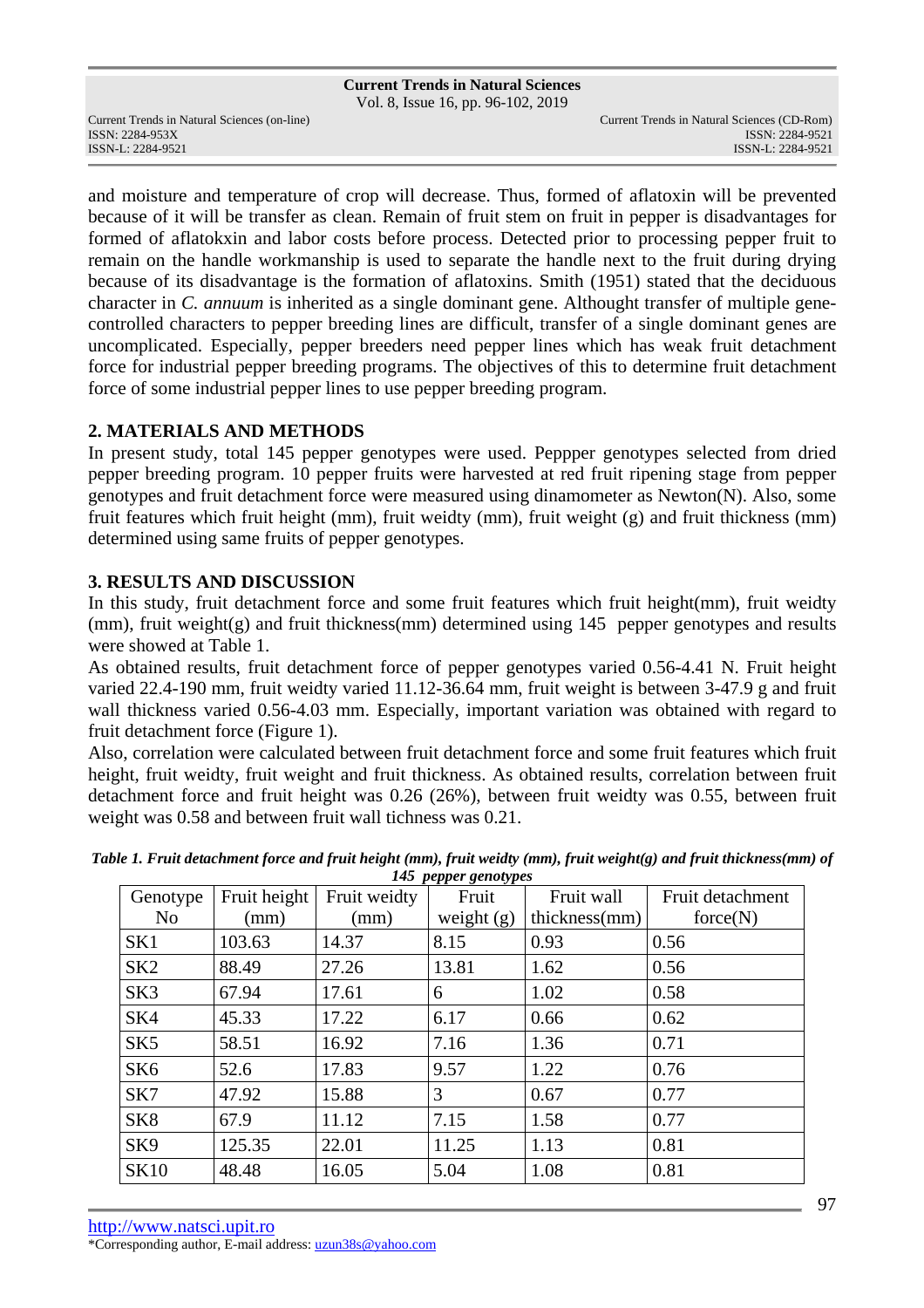and moisture and temperature of crop will decrease. Thus, formed of aflatoxin will be prevented because of it will be transfer as clean. Remain of fruit stem on fruit in pepper is disadvantages for formed of aflatokxin and labor costs before process. Detected prior to processing pepper fruit to remain on the handle workmanship is used to separate the handle next to the fruit during drying because of its disadvantage is the formation of aflatoxins. Smith (1951) stated that the deciduous character in *C. annuum* is inherited as a single dominant gene. Althought transfer of multiple gene-controlled characters to pepper breeding lines are difficult, transfer of a single dominant genes are uncomplicated. Especially, pepper breeders need pepper lines which has weak fruit detachment force for industrial pepper breeding programs. The objectives of this to determine fruit detachment force of some industrial pepper lines to use pepper breeding program.

## 2. MATERIALS AND METHODS

In present study, total 145 pepper genotypes were used. Peppper genotypes selected from dried pepper breeding program. 10 pepper fruits were harvested at red fruit ripening stage from pepper genotypes and fruit detachment force were measured using dinamometer as Newton(N). Also, some fruit features which fruit height (mm), fruit weidty (mm), fruit weight (g) and fruit thickness (mm) determined using same fruits of pepper genotypes.

## 3. RESULTS AND DISCUSSION

In this study, fruit detachment force and some fruit features which fruit height(mm), fruit weidty (mm), fruit weight(g) and fruit thickness(mm) determined using 145 pepper genotypes and results were showed at Table 1.

As obtained results, fruit detachment force of pepper genotypes varied 0.56-4.41 N. Fruit height varied 22.4-190 mm, fruit weidty varied 11.12-36.64 mm, fruit weight is between 3-47.9 g and fruit wall thickness varied 0.56-4.03 mm. Especially, important variation was obtained with regard to fruit detachment force (Figure 1).

Also, correlation were calculated between fruit detachment force and some fruit features which fruit height, fruit weidty, fruit weight and fruit thickness. As obtained results, correlation between fruit detachment force and fruit height was 0.26 (26%), between fruit weidty was 0.55, between fruit weight was 0.58 and between fruit wall tichness was 0.21.

***Table 1. Fruit detachment force and fruit height (mm), fruit weidty (mm), fruit weight(g) and fruit thickness(mm) of 145 pepper genotypes***

| Genotype No | Fruit height (mm) | Fruit weidty (mm) | Fruit weight (g) | Fruit wall thickness(mm) | Fruit detachment force(N) |
|---|---|---|---|---|---|
| SK1 | 103.63 | 14.37 | 8.15 | 0.93 | 0.56 |
| SK2 | 88.49 | 27.26 | 13.81 | 1.62 | 0.56 |
| SK3 | 67.94 | 17.61 | 6 | 1.02 | 0.58 |
| SK4 | 45.33 | 17.22 | 6.17 | 0.66 | 0.62 |
| SK5 | 58.51 | 16.92 | 7.16 | 1.36 | 0.71 |
| SK6 | 52.6 | 17.83 | 9.57 | 1.22 | 0.76 |
| SK7 | 47.92 | 15.88 | 3 | 0.67 | 0.77 |
| SK8 | 67.9 | 11.12 | 7.15 | 1.58 | 0.77 |
| SK9 | 125.35 | 22.01 | 11.25 | 1.13 | 0.81 |
| SK10 | 48.48 | 16.05 | 5.04 | 1.08 | 0.81 |

http://www.natsci.upit.ro

*Corresponding author, E-mail address: uzun38s@yahoo.com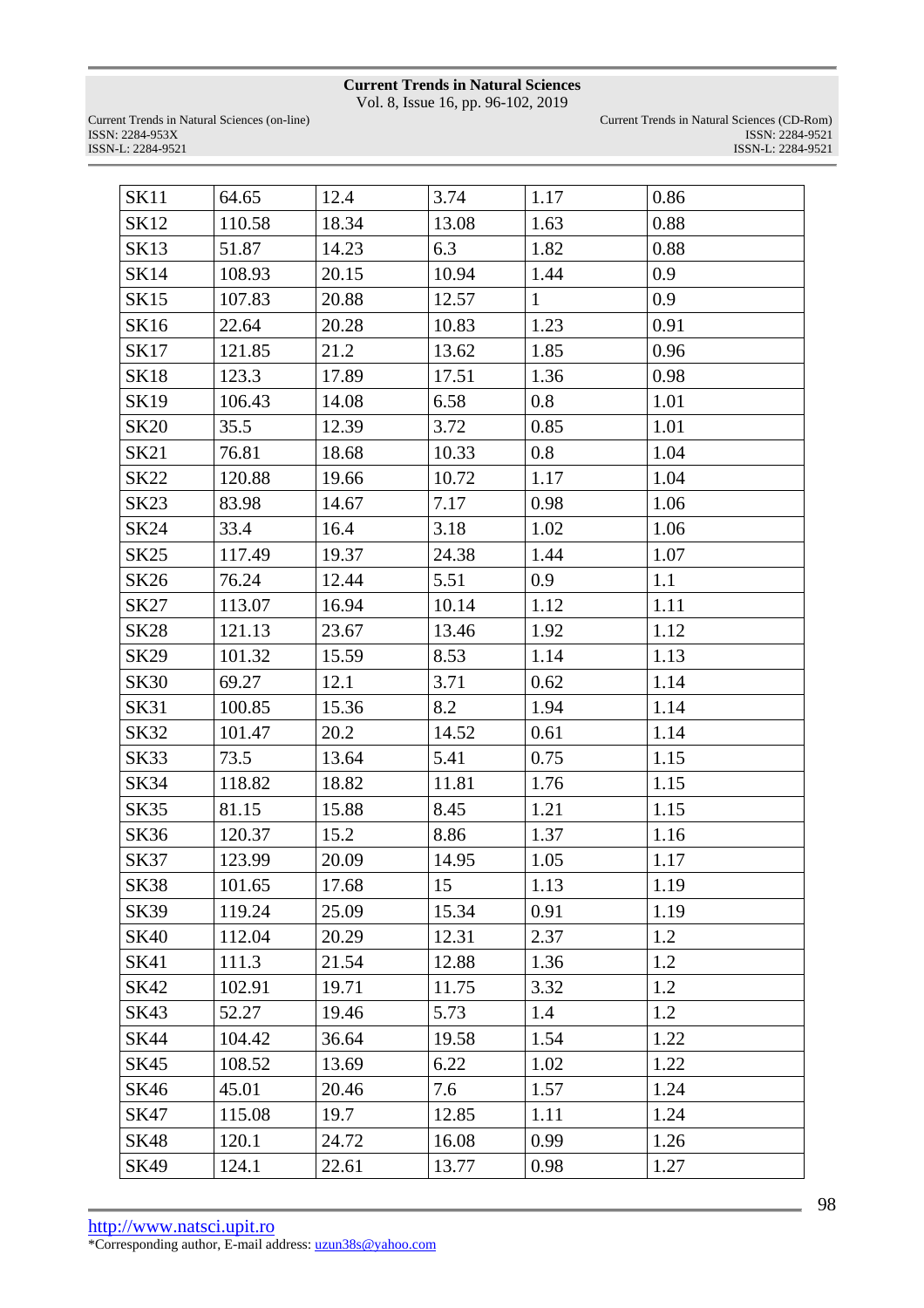| | | | | | |
|---|---|---|---|---|---|
| SK11 | 64.65 | 12.4 | 3.74 | 1.17 | 0.86 |
| SK12 | 110.58 | 18.34 | 13.08 | 1.63 | 0.88 |
| SK13 | 51.87 | 14.23 | 6.3 | 1.82 | 0.88 |
| SK14 | 108.93 | 20.15 | 10.94 | 1.44 | 0.9 |
| SK15 | 107.83 | 20.88 | 12.57 | 1 | 0.9 |
| SK16 | 22.64 | 20.28 | 10.83 | 1.23 | 0.91 |
| SK17 | 121.85 | 21.2 | 13.62 | 1.85 | 0.96 |
| SK18 | 123.3 | 17.89 | 17.51 | 1.36 | 0.98 |
| SK19 | 106.43 | 14.08 | 6.58 | 0.8 | 1.01 |
| SK20 | 35.5 | 12.39 | 3.72 | 0.85 | 1.01 |
| SK21 | 76.81 | 18.68 | 10.33 | 0.8 | 1.04 |
| SK22 | 120.88 | 19.66 | 10.72 | 1.17 | 1.04 |
| SK23 | 83.98 | 14.67 | 7.17 | 0.98 | 1.06 |
| SK24 | 33.4 | 16.4 | 3.18 | 1.02 | 1.06 |
| SK25 | 117.49 | 19.37 | 24.38 | 1.44 | 1.07 |
| SK26 | 76.24 | 12.44 | 5.51 | 0.9 | 1.1 |
| SK27 | 113.07 | 16.94 | 10.14 | 1.12 | 1.11 |
| SK28 | 121.13 | 23.67 | 13.46 | 1.92 | 1.12 |
| SK29 | 101.32 | 15.59 | 8.53 | 1.14 | 1.13 |
| SK30 | 69.27 | 12.1 | 3.71 | 0.62 | 1.14 |
| SK31 | 100.85 | 15.36 | 8.2 | 1.94 | 1.14 |
| SK32 | 101.47 | 20.2 | 14.52 | 0.61 | 1.14 |
| SK33 | 73.5 | 13.64 | 5.41 | 0.75 | 1.15 |
| SK34 | 118.82 | 18.82 | 11.81 | 1.76 | 1.15 |
| SK35 | 81.15 | 15.88 | 8.45 | 1.21 | 1.15 |
| SK36 | 120.37 | 15.2 | 8.86 | 1.37 | 1.16 |
| SK37 | 123.99 | 20.09 | 14.95 | 1.05 | 1.17 |
| SK38 | 101.65 | 17.68 | 15 | 1.13 | 1.19 |
| SK39 | 119.24 | 25.09 | 15.34 | 0.91 | 1.19 |
| SK40 | 112.04 | 20.29 | 12.31 | 2.37 | 1.2 |
| SK41 | 111.3 | 21.54 | 12.88 | 1.36 | 1.2 |
| SK42 | 102.91 | 19.71 | 11.75 | 3.32 | 1.2 |
| SK43 | 52.27 | 19.46 | 5.73 | 1.4 | 1.2 |
| SK44 | 104.42 | 36.64 | 19.58 | 1.54 | 1.22 |
| SK45 | 108.52 | 13.69 | 6.22 | 1.02 | 1.22 |
| SK46 | 45.01 | 20.46 | 7.6 | 1.57 | 1.24 |
| SK47 | 115.08 | 19.7 | 12.85 | 1.11 | 1.24 |
| SK48 | 120.1 | 24.72 | 16.08 | 0.99 | 1.26 |
| SK49 | 124.1 | 22.61 | 13.77 | 0.98 | 1.27 |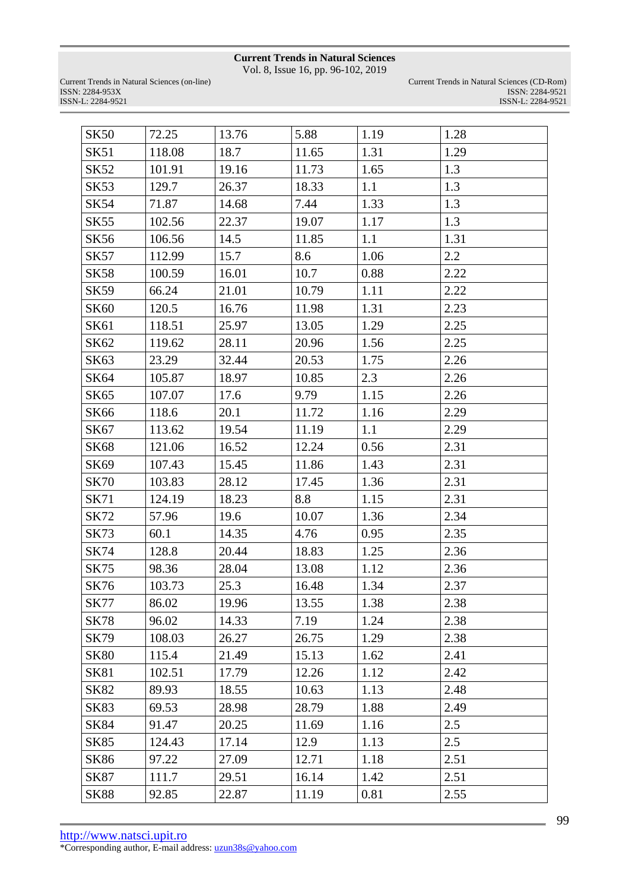| SK50 | 72.25 | 13.76 | 5.88 | 1.19 | 1.28 |
|---|---|---|---|---|---|
| SK51 | 118.08 | 18.7 | 11.65 | 1.31 | 1.29 |
| SK52 | 101.91 | 19.16 | 11.73 | 1.65 | 1.3 |
| SK53 | 129.7 | 26.37 | 18.33 | 1.1 | 1.3 |
| SK54 | 71.87 | 14.68 | 7.44 | 1.33 | 1.3 |
| SK55 | 102.56 | 22.37 | 19.07 | 1.17 | 1.3 |
| SK56 | 106.56 | 14.5 | 11.85 | 1.1 | 1.31 |
| SK57 | 112.99 | 15.7 | 8.6 | 1.06 | 2.2 |
| SK58 | 100.59 | 16.01 | 10.7 | 0.88 | 2.22 |
| SK59 | 66.24 | 21.01 | 10.79 | 1.11 | 2.22 |
| SK60 | 120.5 | 16.76 | 11.98 | 1.31 | 2.23 |
| SK61 | 118.51 | 25.97 | 13.05 | 1.29 | 2.25 |
| SK62 | 119.62 | 28.11 | 20.96 | 1.56 | 2.25 |
| SK63 | 23.29 | 32.44 | 20.53 | 1.75 | 2.26 |
| SK64 | 105.87 | 18.97 | 10.85 | 2.3 | 2.26 |
| SK65 | 107.07 | 17.6 | 9.79 | 1.15 | 2.26 |
| SK66 | 118.6 | 20.1 | 11.72 | 1.16 | 2.29 |
| SK67 | 113.62 | 19.54 | 11.19 | 1.1 | 2.29 |
| SK68 | 121.06 | 16.52 | 12.24 | 0.56 | 2.31 |
| SK69 | 107.43 | 15.45 | 11.86 | 1.43 | 2.31 |
| SK70 | 103.83 | 28.12 | 17.45 | 1.36 | 2.31 |
| SK71 | 124.19 | 18.23 | 8.8 | 1.15 | 2.31 |
| SK72 | 57.96 | 19.6 | 10.07 | 1.36 | 2.34 |
| SK73 | 60.1 | 14.35 | 4.76 | 0.95 | 2.35 |
| SK74 | 128.8 | 20.44 | 18.83 | 1.25 | 2.36 |
| SK75 | 98.36 | 28.04 | 13.08 | 1.12 | 2.36 |
| SK76 | 103.73 | 25.3 | 16.48 | 1.34 | 2.37 |
| SK77 | 86.02 | 19.96 | 13.55 | 1.38 | 2.38 |
| SK78 | 96.02 | 14.33 | 7.19 | 1.24 | 2.38 |
| SK79 | 108.03 | 26.27 | 26.75 | 1.29 | 2.38 |
| SK80 | 115.4 | 21.49 | 15.13 | 1.62 | 2.41 |
| SK81 | 102.51 | 17.79 | 12.26 | 1.12 | 2.42 |
| SK82 | 89.93 | 18.55 | 10.63 | 1.13 | 2.48 |
| SK83 | 69.53 | 28.98 | 28.79 | 1.88 | 2.49 |
| SK84 | 91.47 | 20.25 | 11.69 | 1.16 | 2.5 |
| SK85 | 124.43 | 17.14 | 12.9 | 1.13 | 2.5 |
| SK86 | 97.22 | 27.09 | 12.71 | 1.18 | 2.51 |
| SK87 | 111.7 | 29.51 | 16.14 | 1.42 | 2.51 |
| SK88 | 92.85 | 22.87 | 11.19 | 0.81 | 2.55 |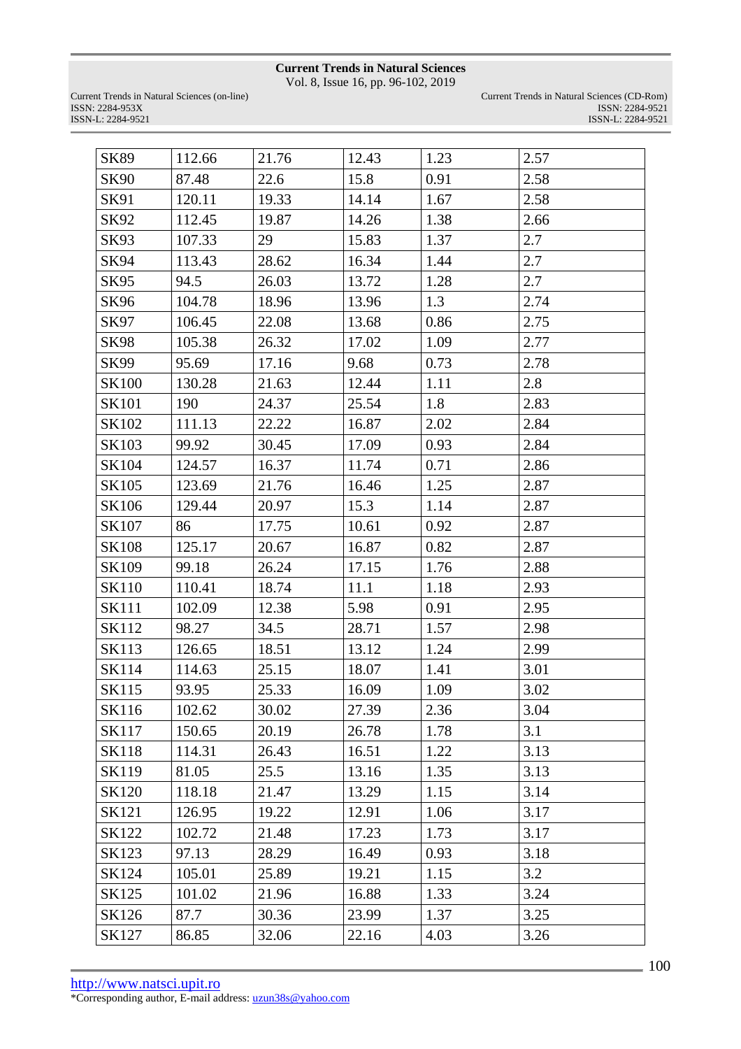| | | | | | |
|---|---|---|---|---|---|
| SK89 | 112.66 | 21.76 | 12.43 | 1.23 | 2.57 |
| SK90 | 87.48 | 22.6 | 15.8 | 0.91 | 2.58 |
| SK91 | 120.11 | 19.33 | 14.14 | 1.67 | 2.58 |
| SK92 | 112.45 | 19.87 | 14.26 | 1.38 | 2.66 |
| SK93 | 107.33 | 29 | 15.83 | 1.37 | 2.7 |
| SK94 | 113.43 | 28.62 | 16.34 | 1.44 | 2.7 |
| SK95 | 94.5 | 26.03 | 13.72 | 1.28 | 2.7 |
| SK96 | 104.78 | 18.96 | 13.96 | 1.3 | 2.74 |
| SK97 | 106.45 | 22.08 | 13.68 | 0.86 | 2.75 |
| SK98 | 105.38 | 26.32 | 17.02 | 1.09 | 2.77 |
| SK99 | 95.69 | 17.16 | 9.68 | 0.73 | 2.78 |
| SK100 | 130.28 | 21.63 | 12.44 | 1.11 | 2.8 |
| SK101 | 190 | 24.37 | 25.54 | 1.8 | 2.83 |
| SK102 | 111.13 | 22.22 | 16.87 | 2.02 | 2.84 |
| SK103 | 99.92 | 30.45 | 17.09 | 0.93 | 2.84 |
| SK104 | 124.57 | 16.37 | 11.74 | 0.71 | 2.86 |
| SK105 | 123.69 | 21.76 | 16.46 | 1.25 | 2.87 |
| SK106 | 129.44 | 20.97 | 15.3 | 1.14 | 2.87 |
| SK107 | 86 | 17.75 | 10.61 | 0.92 | 2.87 |
| SK108 | 125.17 | 20.67 | 16.87 | 0.82 | 2.87 |
| SK109 | 99.18 | 26.24 | 17.15 | 1.76 | 2.88 |
| SK110 | 110.41 | 18.74 | 11.1 | 1.18 | 2.93 |
| SK111 | 102.09 | 12.38 | 5.98 | 0.91 | 2.95 |
| SK112 | 98.27 | 34.5 | 28.71 | 1.57 | 2.98 |
| SK113 | 126.65 | 18.51 | 13.12 | 1.24 | 2.99 |
| SK114 | 114.63 | 25.15 | 18.07 | 1.41 | 3.01 |
| SK115 | 93.95 | 25.33 | 16.09 | 1.09 | 3.02 |
| SK116 | 102.62 | 30.02 | 27.39 | 2.36 | 3.04 |
| SK117 | 150.65 | 20.19 | 26.78 | 1.78 | 3.1 |
| SK118 | 114.31 | 26.43 | 16.51 | 1.22 | 3.13 |
| SK119 | 81.05 | 25.5 | 13.16 | 1.35 | 3.13 |
| SK120 | 118.18 | 21.47 | 13.29 | 1.15 | 3.14 |
| SK121 | 126.95 | 19.22 | 12.91 | 1.06 | 3.17 |
| SK122 | 102.72 | 21.48 | 17.23 | 1.73 | 3.17 |
| SK123 | 97.13 | 28.29 | 16.49 | 0.93 | 3.18 |
| SK124 | 105.01 | 25.89 | 19.21 | 1.15 | 3.2 |
| SK125 | 101.02 | 21.96 | 16.88 | 1.33 | 3.24 |
| SK126 | 87.7 | 30.36 | 23.99 | 1.37 | 3.25 |
| SK127 | 86.85 | 32.06 | 22.16 | 4.03 | 3.26 |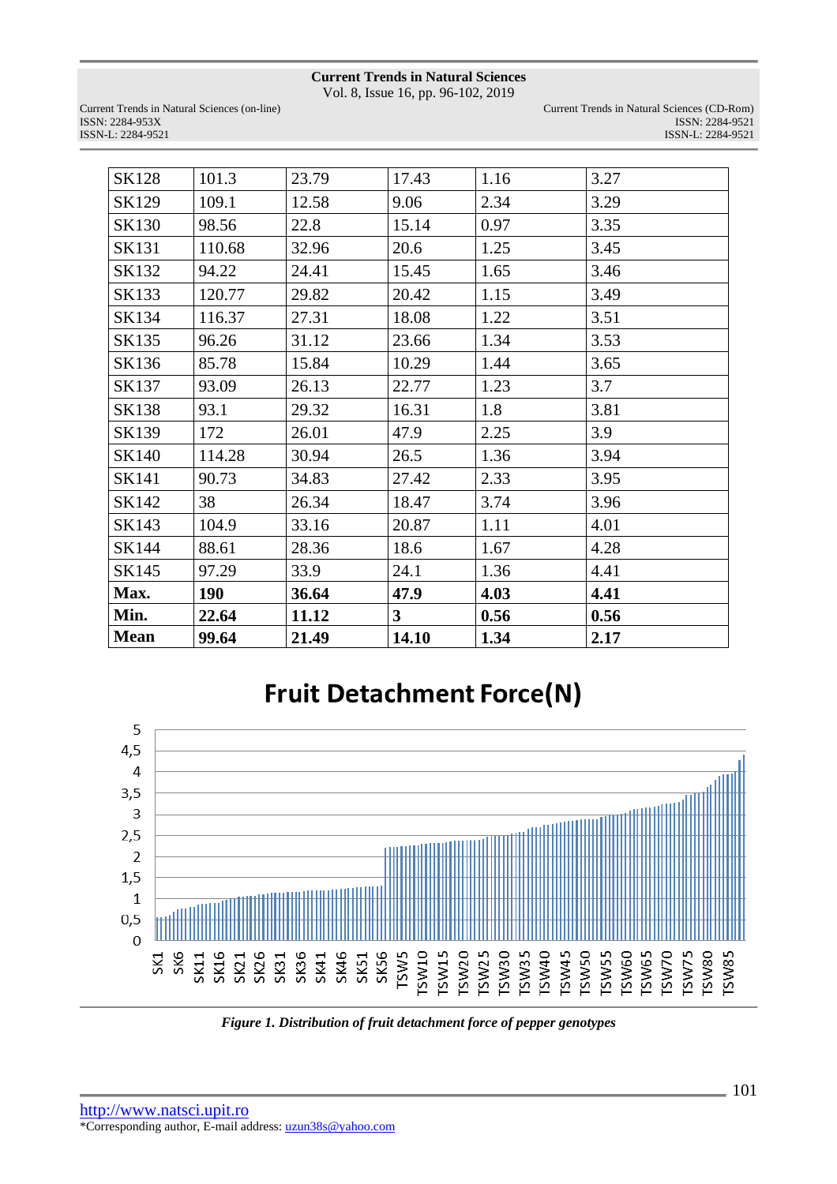| SK128 | 101.3 | 23.79 | 17.43 | 1.16 | 3.27 |
|---|---|---|---|---|---|
| SK129 | 109.1 | 12.58 | 9.06 | 2.34 | 3.29 |
| SK130 | 98.56 | 22.8 | 15.14 | 0.97 | 3.35 |
| SK131 | 110.68 | 32.96 | 20.6 | 1.25 | 3.45 |
| SK132 | 94.22 | 24.41 | 15.45 | 1.65 | 3.46 |
| SK133 | 120.77 | 29.82 | 20.42 | 1.15 | 3.49 |
| SK134 | 116.37 | 27.31 | 18.08 | 1.22 | 3.51 |
| SK135 | 96.26 | 31.12 | 23.66 | 1.34 | 3.53 |
| SK136 | 85.78 | 15.84 | 10.29 | 1.44 | 3.65 |
| SK137 | 93.09 | 26.13 | 22.77 | 1.23 | 3.7 |
| SK138 | 93.1 | 29.32 | 16.31 | 1.8 | 3.81 |
| SK139 | 172 | 26.01 | 47.9 | 2.25 | 3.9 |
| SK140 | 114.28 | 30.94 | 26.5 | 1.36 | 3.94 |
| SK141 | 90.73 | 34.83 | 27.42 | 2.33 | 3.95 |
| SK142 | 38 | 26.34 | 18.47 | 3.74 | 3.96 |
| SK143 | 104.9 | 33.16 | 20.87 | 1.11 | 4.01 |
| SK144 | 88.61 | 28.36 | 18.6 | 1.67 | 4.28 |
| SK145 | 97.29 | 33.9 | 24.1 | 1.36 | 4.41 |
| **Max.** | **190** | **36.64** | **47.9** | **4.03** | **4.41** |
| **Min.** | **22.64** | **11.12** | **3** | **0.56** | **0.56** |
| **Mean** | **99.64** | **21.49** | **14.10** | **1.34** | **2.17** |

*Figure 1. Distribution of fruit detachment force of pepper genotypes*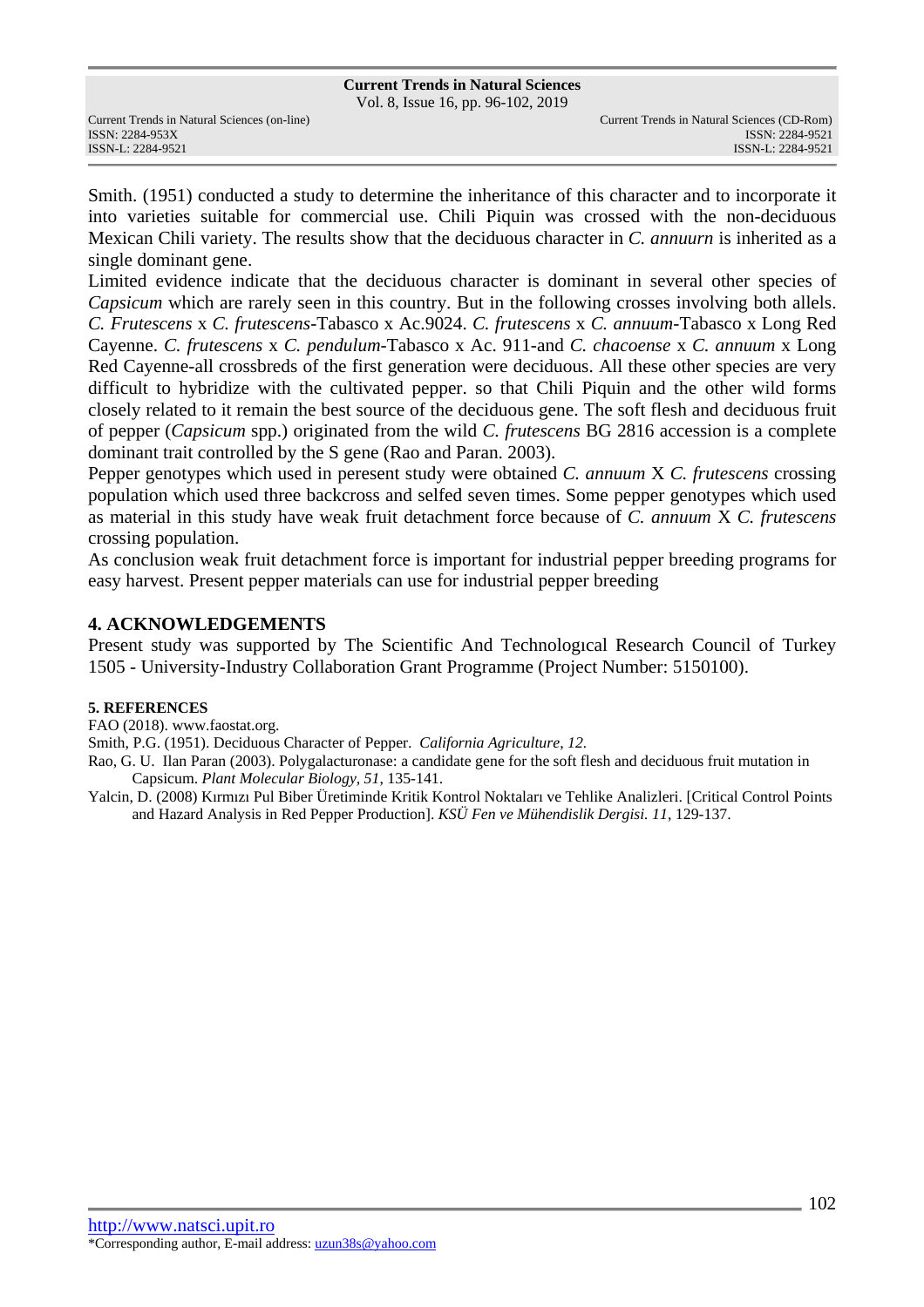Smith. (1951) conducted a study to determine the inheritance of this character and to incorporate it into varieties suitable for commercial use. Chili Piquin was crossed with the non-deciduous Mexican Chili variety. The results show that the deciduous character in *C. annuurn* is inherited as a single dominant gene.

Limited evidence indicate that the deciduous character is dominant in several other species of *Capsicum* which are rarely seen in this country. But in the following crosses involving both alleles. *C. Frutescens* x *C. frutescens*-Tabasco x Ac.9024. *C. frutescens* x *C. annuum*-Tabasco x Long Red Cayenne. *C. frutescens* x *C. pendulum*-Tabasco x Ac. 911-and *C. chacoense* x *C. annuum* x Long Red Cayenne-all crossbreds of the first generation were deciduous. All these other species are very difficult to hybridize with the cultivated pepper. so that Chili Piquin and the other wild forms closely related to it remain the best source of the deciduous gene. The soft flesh and deciduous fruit of pepper (*Capsicum* spp.) originated from the wild *C. frutescens* BG 2816 accession is a complete dominant trait controlled by the S gene (Rao and Paran. 2003).

Pepper genotypes which used in peresent study were obtained *C. annuum* X *C. frutescens* crossing population which used three backcross and selfed seven times. Some pepper genotypes which used as material in this study have weak fruit detachment force because of *C. annuum* X *C. frutescens* crossing population.

As conclusion weak fruit detachment force is important for industrial pepper breeding programs for easy harvest. Present pepper materials can use for industrial pepper breeding

## 4. ACKNOWLEDGEMENTS

Present study was supported by The Scientific And Technologıcal Research Council of Turkey 1505 - University-Industry Collaboration Grant Programme (Project Number: 5150100).

## 5. REFERENCES

FAO (2018). www.faostat.org.

Smith, P.G. (1951). Deciduous Character of Pepper. *California Agriculture, 12.*

Rao, G. U. Ilan Paran (2003). Polygalacturonase: a candidate gene for the soft flesh and deciduous fruit mutation in Capsicum. *Plant Molecular Biology, 51*, 135-141.

Yalcin, D. (2008) Kırmızı Pul Biber Üretiminde Kritik Kontrol Noktaları ve Tehlike Analizleri. [Critical Control Points and Hazard Analysis in Red Pepper Production]. *KSÜ Fen ve Mühendislik Dergisi. 11*, 129-137.

*Corresponding author, E-mail address: uzun38s@yahoo.com